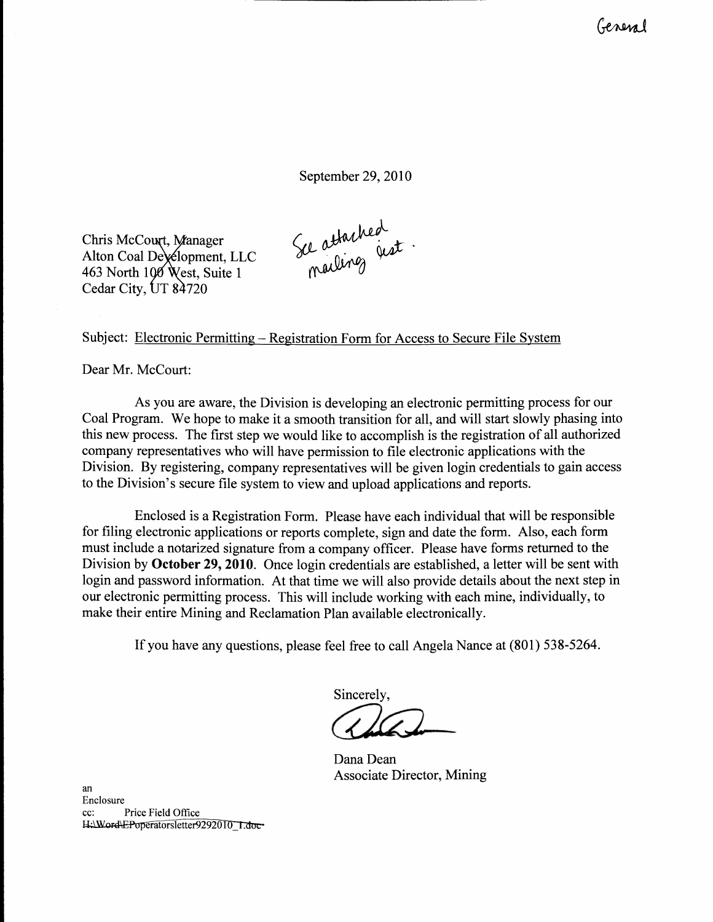General

September 29, 2010

Chris McCourt, Manager
Alton Coal Development, LLC
463 North 100 West, Suite 1
Cedar City, UT 84720

See attached mailing list.

Subject: Electronic Permitting – Registration Form for Access to Secure File System

Dear Mr. McCourt:

As you are aware, the Division is developing an electronic permitting process for our Coal Program. We hope to make it a smooth transition for all, and will start slowly phasing into this new process. The first step we would like to accomplish is the registration of all authorized company representatives who will have permission to file electronic applications with the Division. By registering, company representatives will be given login credentials to gain access to the Division's secure file system to view and upload applications and reports.

Enclosed is a Registration Form. Please have each individual that will be responsible for filing electronic applications or reports complete, sign and date the form. Also, each form must include a notarized signature from a company officer. Please have forms returned to the Division by **October 29, 2010**. Once login credentials are established, a letter will be sent with login and password information. At that time we will also provide details about the next step in our electronic permitting process. This will include working with each mine, individually, to make their entire Mining and Reclamation Plan available electronically.

If you have any questions, please feel free to call Angela Nance at (801) 538-5264.

Sincerely,

Dana Dean
Associate Director, Mining

an
Enclosure
cc: Price Field Office
H:\Word\EPoperatorsletter9292010_1.doc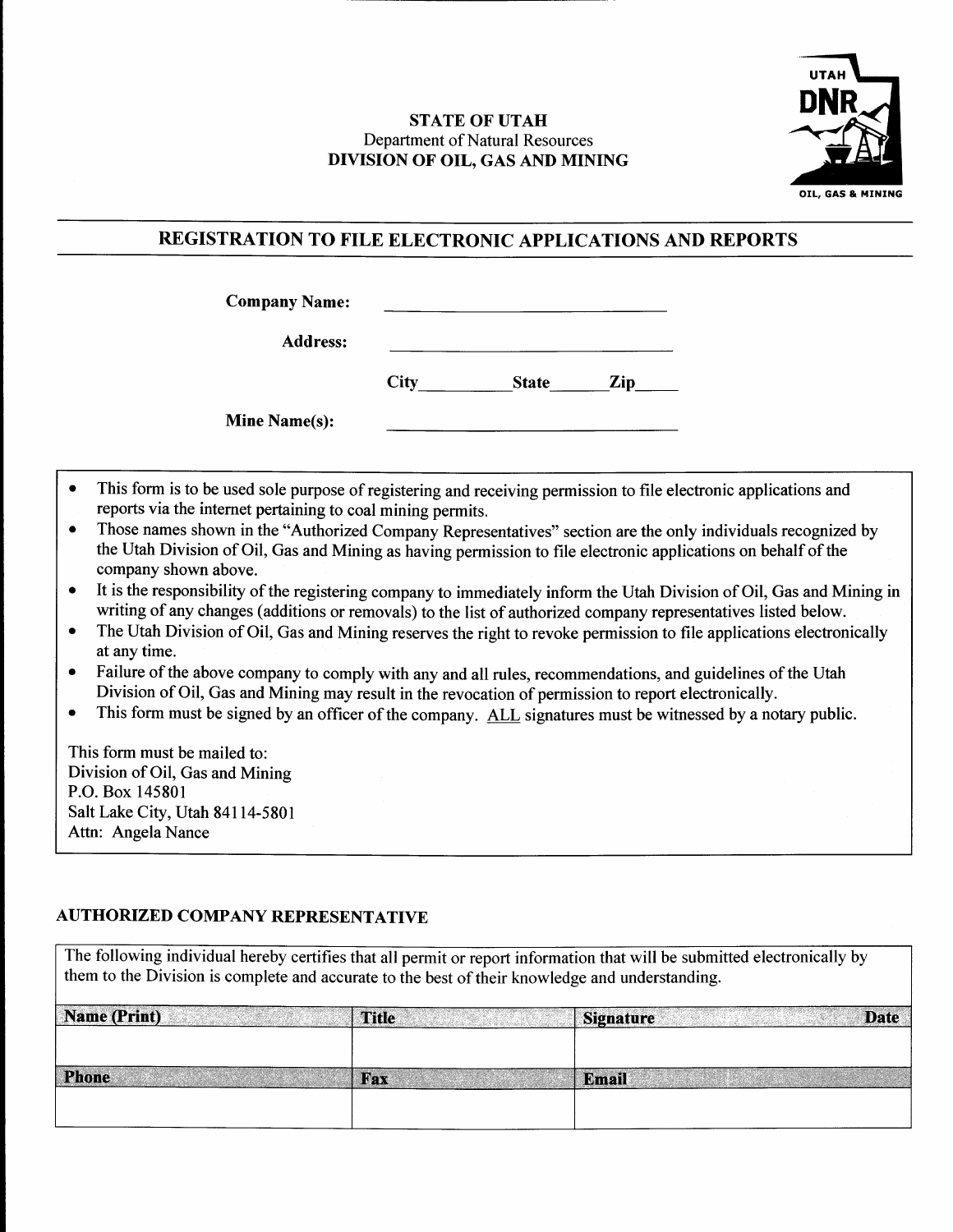STATE OF UTAH
Department of Natural Resources
**DIVISION OF OIL, GAS AND MINING**

## REGISTRATION TO FILE ELECTRONIC APPLICATIONS AND REPORTS

**Company Name:** ____________________

**Address:** ____________________

**City**__________ **State**______ **Zip**_____

**Mine Name(s):** ____________________

- This form is to be used sole purpose of registering and receiving permission to file electronic applications and reports via the internet pertaining to coal mining permits.
- Those names shown in the "Authorized Company Representatives" section are the only individuals recognized by the Utah Division of Oil, Gas and Mining as having permission to file electronic applications on behalf of the company shown above.
- It is the responsibility of the registering company to immediately inform the Utah Division of Oil, Gas and Mining in writing of any changes (additions or removals) to the list of authorized company representatives listed below.
- The Utah Division of Oil, Gas and Mining reserves the right to revoke permission to file applications electronically at any time.
- Failure of the above company to comply with any and all rules, recommendations, and guidelines of the Utah Division of Oil, Gas and Mining may result in the revocation of permission to report electronically.
- This form must be signed by an officer of the company. ALL signatures must be witnessed by a notary public.

This form must be mailed to:
Division of Oil, Gas and Mining
P.O. Box 145801
Salt Lake City, Utah 84114-5801
Attn: Angela Nance

### AUTHORIZED COMPANY REPRESENTATIVE

The following individual hereby certifies that all permit or report information that will be submitted electronically by them to the Division is complete and accurate to the best of their knowledge and understanding.

| Name (Print) | Title | Signature / Date |
|---|---|---|
| | | |
| **Phone** | **Fax** | **Email** |
| | | |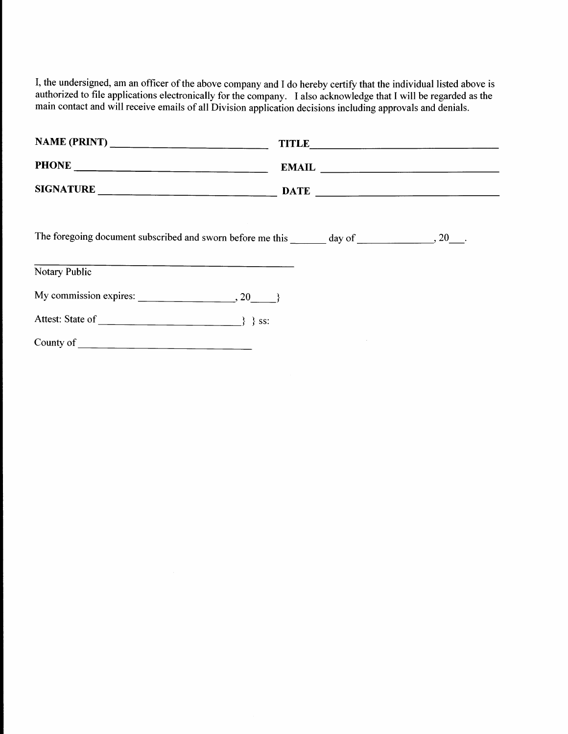I, the undersigned, am an officer of the above company and I do hereby certify that the individual listed above is authorized to file applications electronically for the company. I also acknowledge that I will be regarded as the main contact and will receive emails of all Division application decisions including approvals and denials.

**NAME (PRINT)** ____________________________ **TITLE** ____________________________________

**PHONE** ____________________________________ **EMAIL** __________________________________

**SIGNATURE** _________________________________ **DATE** ___________________________________

The foregoing document subscribed and sworn before me this _______ day of ______________, 20___.

_____________________________________________

Notary Public

My commission expires: __________________, 20_____}

Attest: State of ___________________________} } ss:

County of ____________________________________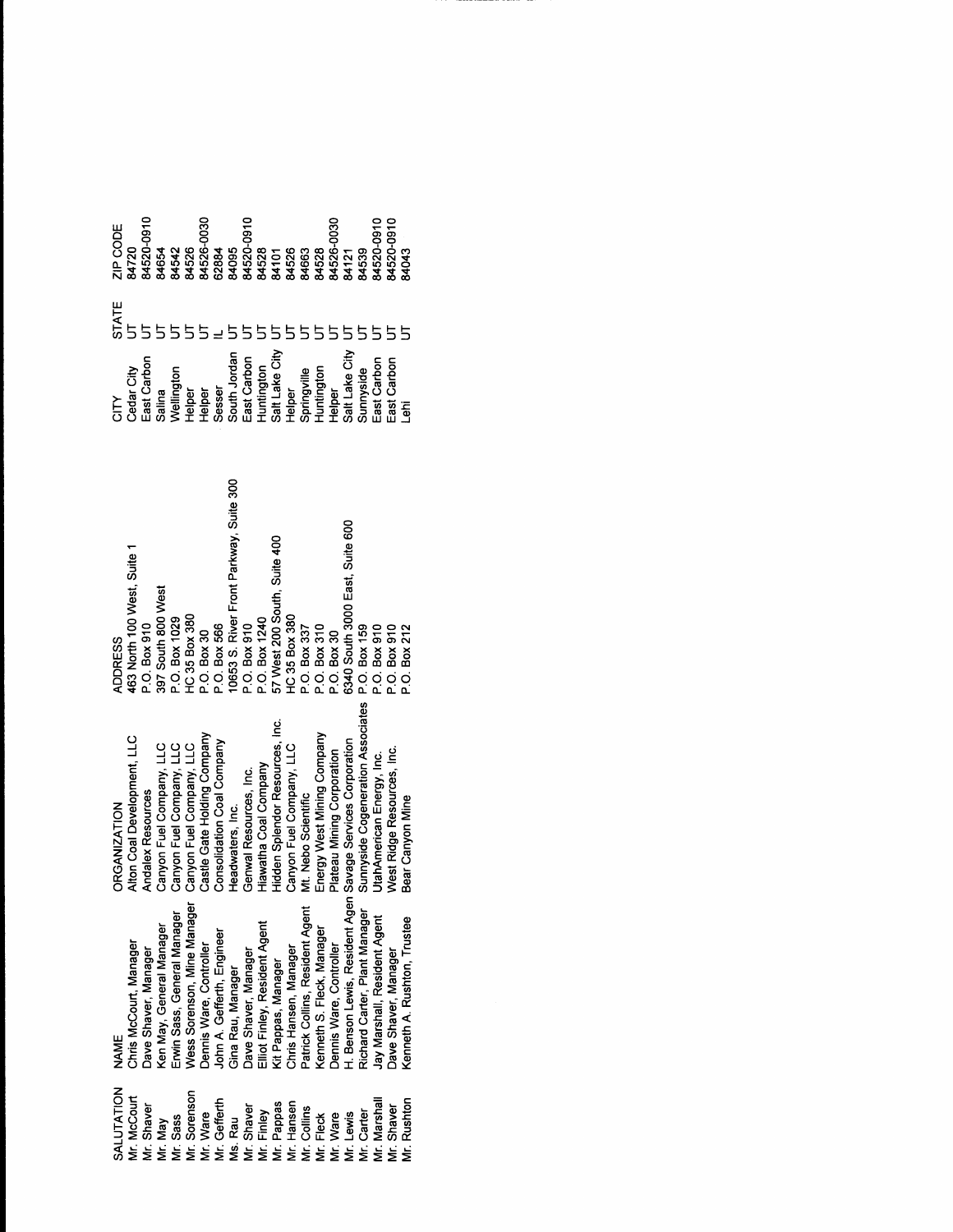| SALUTATION | NAME | ORGANIZATION | ADDRESS | CITY | STATE | ZIP CODE |
|---|---|---|---|---|---|---|
| Mr. McCourt | Chris McCourt, Manager | Alton Coal Development, LLC | 463 North 100 West, Suite 1 | Cedar City | UT | 84720 |
| Mr. Shaver | Dave Shaver, Manager | Andalex Resources | P.O. Box 910 | East Carbon | UT | 84520-0910 |
| Mr. May | Ken May, General Manager | Canyon Fuel Company, LLC | 397 South 800 West | Salina | UT | 84654 |
| Mr. Sass | Erwin Sass, General Manager | Canyon Fuel Company, LLC | P.O. Box 1029 | Wellington | UT | 84542 |
| Mr. Sorenson | Wess Sorenson, Mine Manager | Canyon Fuel Company, LLC | HC 35 Box 380 | Helper | UT | 84526 |
| Mr. Ware | Dennis Ware, Controller | Castle Gate Holding Company | P.O. Box 30 | Helper | UT | 84526-0030 |
| Mr. Gefferth | John A. Gefferth, Engineer | Consolidation Coal Company | P.O. Box 566 | Sesser | IL | 62884 |
| Ms. Rau | Gina Rau, Manager | Headwaters, Inc. | 10653 S. River Front Parkway, Suite 300 | South Jordan | UT | 84095 |
| Mr. Shaver | Dave Shaver, Manager | Genwal Resources, Inc. | P.O. Box 910 | East Carbon | UT | 84520-0910 |
| Mr. Finley | Elliot Finley, Resident Agent | Hiawatha Coal Company | P.O. Box 1240 | Huntington | UT | 84528 |
| Mr. Pappas | Kit Pappas, Manager | Hidden Splendor Resources, Inc. | 57 West 200 South, Suite 400 | Salt Lake City | UT | 84101 |
| Mr. Hansen | Chris Hansen, Manager | Canyon Fuel Company, LLC | HC 35 Box 380 | Helper | UT | 84526 |
| Mr. Collins | Patrick Collins, Resident Agent | Mt. Nebo Scientific | P.O. Box 337 | Springville | UT | 84663 |
| Mr. Fleck | Kenneth S. Fleck, Manager | Energy West Mining Company | P.O. Box 310 | Huntington | UT | 84528 |
| Mr. Ware | Dennis Ware, Controller | Plateau Mining Corporation | P.O. Box 30 | Helper | UT | 84526-0030 |
| Mr. Lewis | H. Benson Lewis, Resident Agen | Savage Services Corporation | 6340 South 3000 East, Suite 600 | Salt Lake City | UT | 84121 |
| Mr. Carter | Richard Carter, Plant Manager | Sunnyside Cogeneration Associates | P.O. Box 159 | Sunnyside | UT | 84539 |
| Mr. Marshall | Jay Marshall, Resident Agent | UtahAmerican Energy, Inc. | P.O. Box 910 | East Carbon | UT | 84520-0910 |
| Mr. Shaver | Dave Shaver, Manager | West Ridge Resources, Inc. | P.O. Box 910 | East Carbon | UT | 84520-0910 |
| Mr. Rushton | Kenneth A. Rushton, Trustee | Bear Canyon Mine | P.O. Box 212 | Lehi | UT | 84043 |